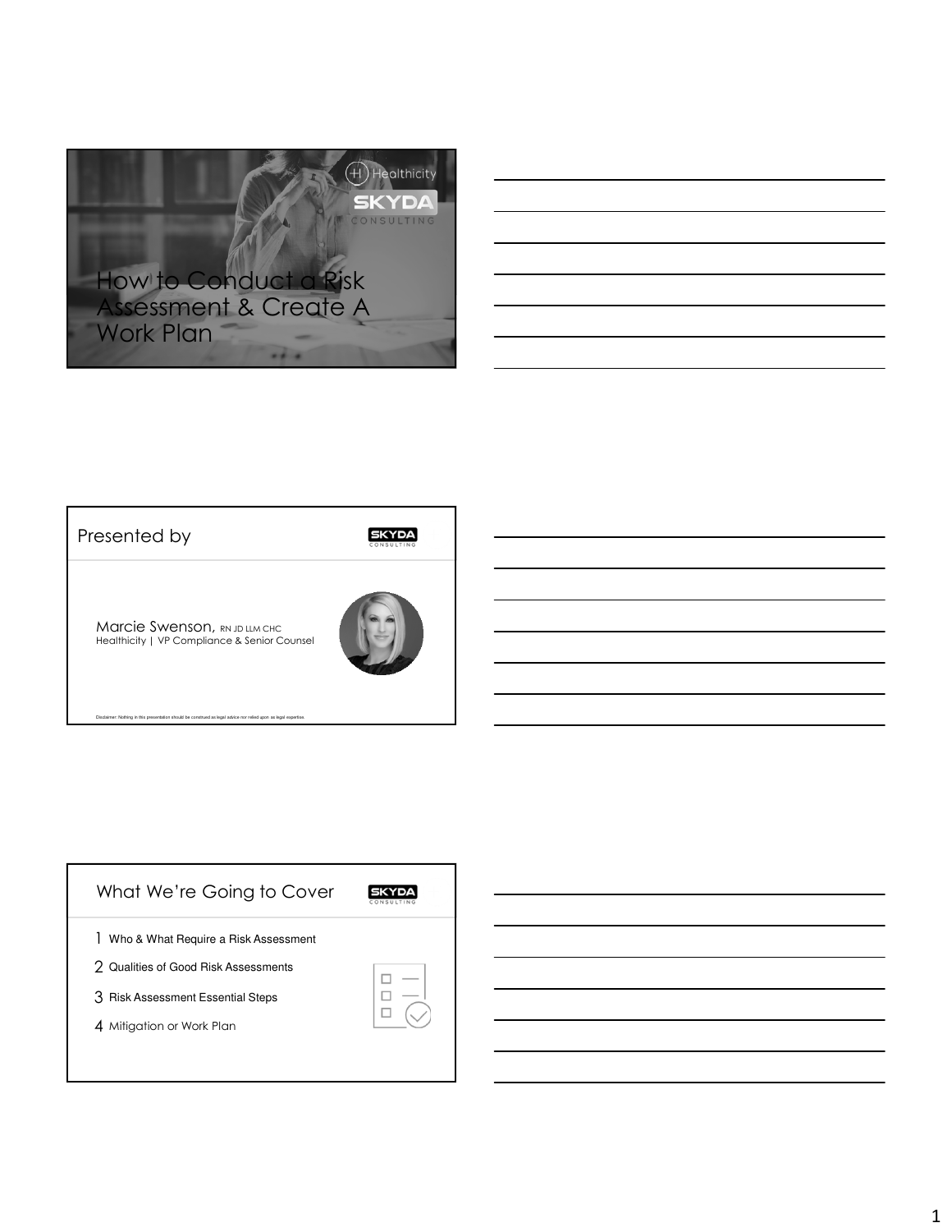# How to Conduct a Risk Assessment & Create A Work Plan

Healthicity

SKYDA CONSULTING

## Presented by

Marcie Swenson, RN JD LLM CHC
Healthicity | VP Compliance & Senior Counsel

Disclaimer: Nothing in this presentation should be construed as legal advice nor relied upon as legal expertise.

## What We're Going to Cover

1. Who & What Require a Risk Assessment
2. Qualities of Good Risk Assessments
3. Risk Assessment Essential Steps
4. Mitigation or Work Plan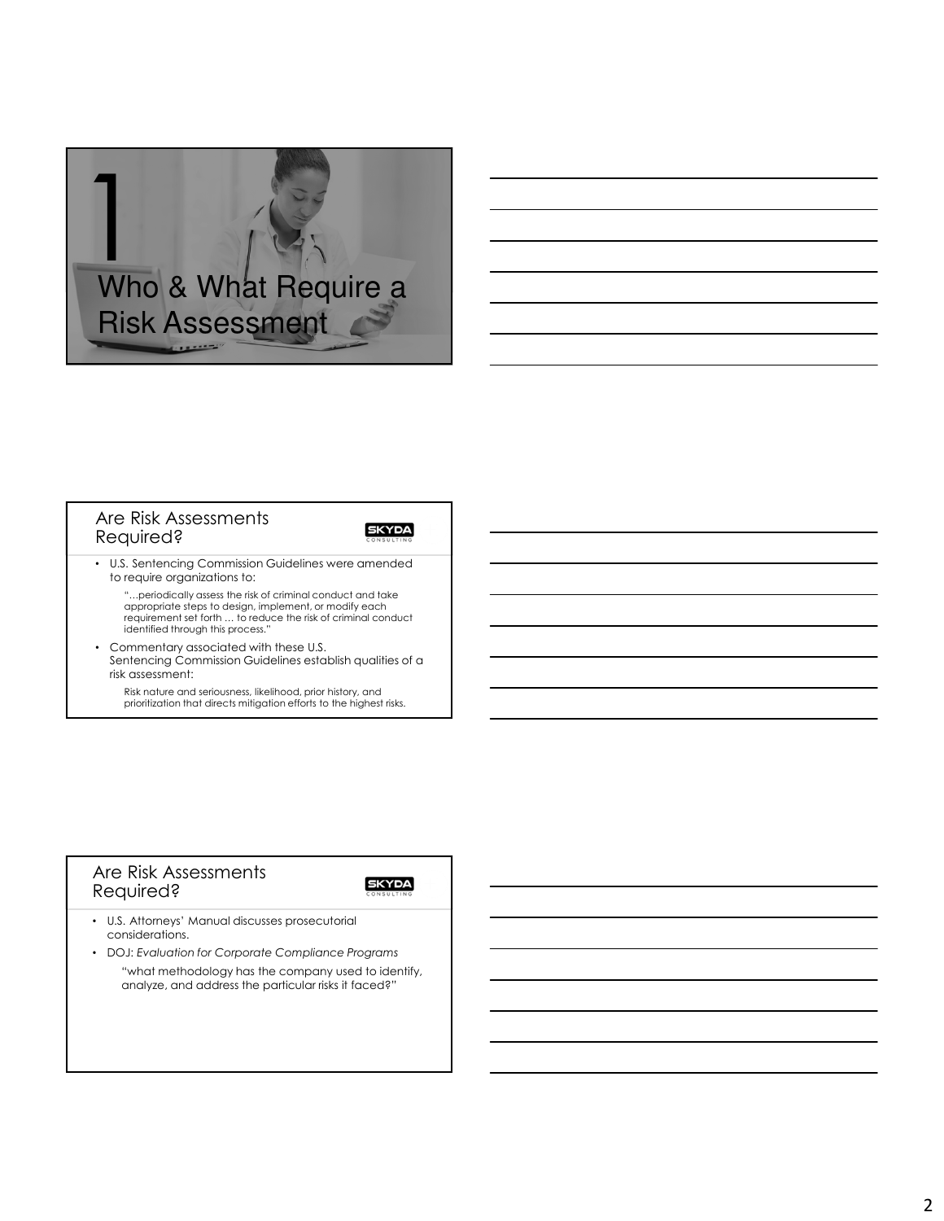# 1 Who & What Require a Risk Assessment

## Are Risk Assessments Required?

- U.S. Sentencing Commission Guidelines were amended to require organizations to:

  "…periodically assess the risk of criminal conduct and take appropriate steps to design, implement, or modify each requirement set forth … to reduce the risk of criminal conduct identified through this process."

- Commentary associated with these U.S. Sentencing Commission Guidelines establish qualities of a risk assessment:

  Risk nature and seriousness, likelihood, prior history, and prioritization that directs mitigation efforts to the highest risks.

## Are Risk Assessments Required?

- U.S. Attorneys' Manual discusses prosecutorial considerations.
- DOJ: *Evaluation for Corporate Compliance Programs*

  "what methodology has the company used to identify, analyze, and address the particular risks it faced?"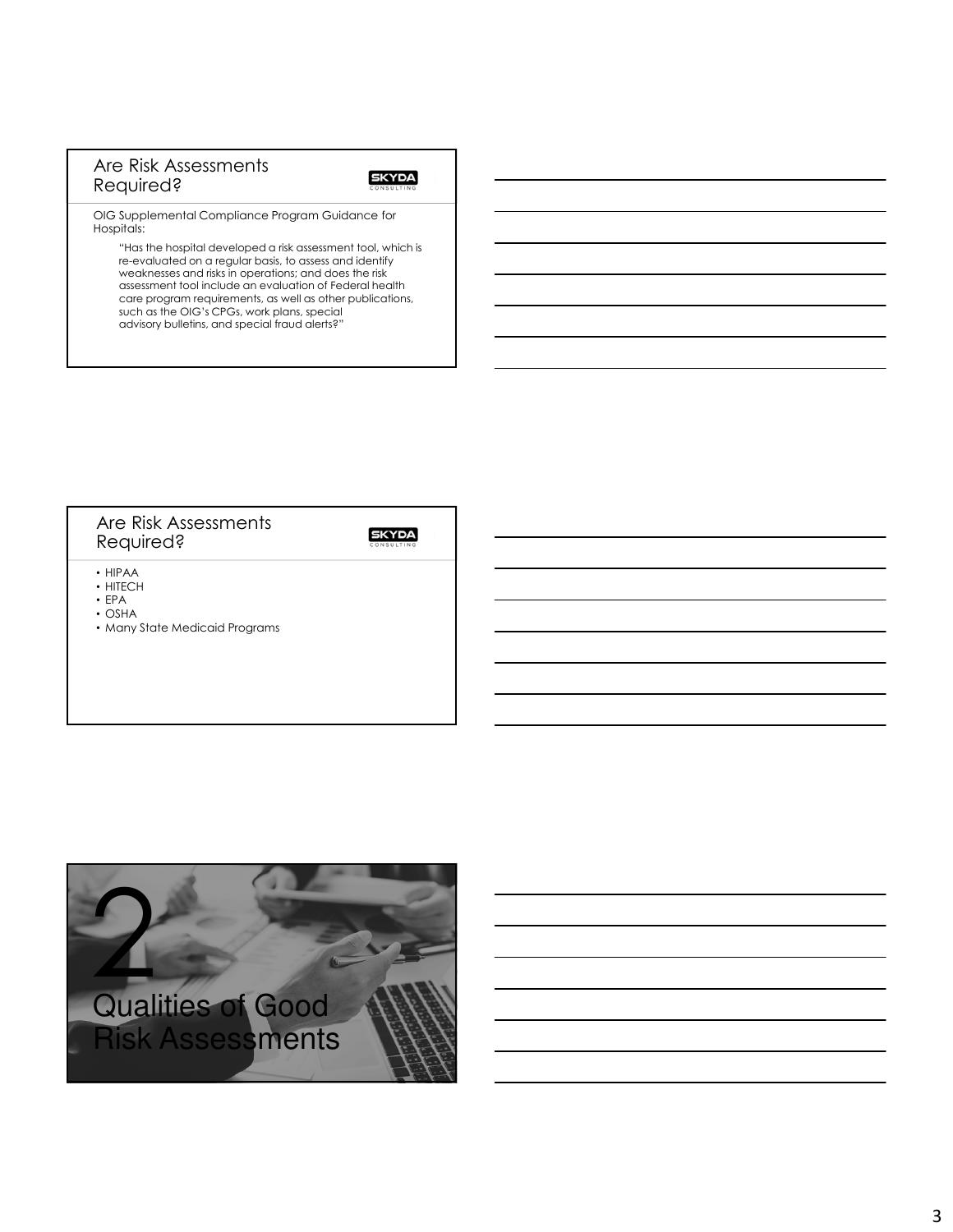## Are Risk Assessments Required?

OIG Supplemental Compliance Program Guidance for Hospitals:

> "Has the hospital developed a risk assessment tool, which is re-evaluated on a regular basis, to assess and identify weaknesses and risks in operations; and does the risk assessment tool include an evaluation of Federal health care program requirements, as well as other publications, such as the OIG's CPGs, work plans, special advisory bulletins, and special fraud alerts?"

## Are Risk Assessments Required?

- HIPAA
- HITECH
- EPA
- OSHA
- Many State Medicaid Programs

# 2 Qualities of Good Risk Assessments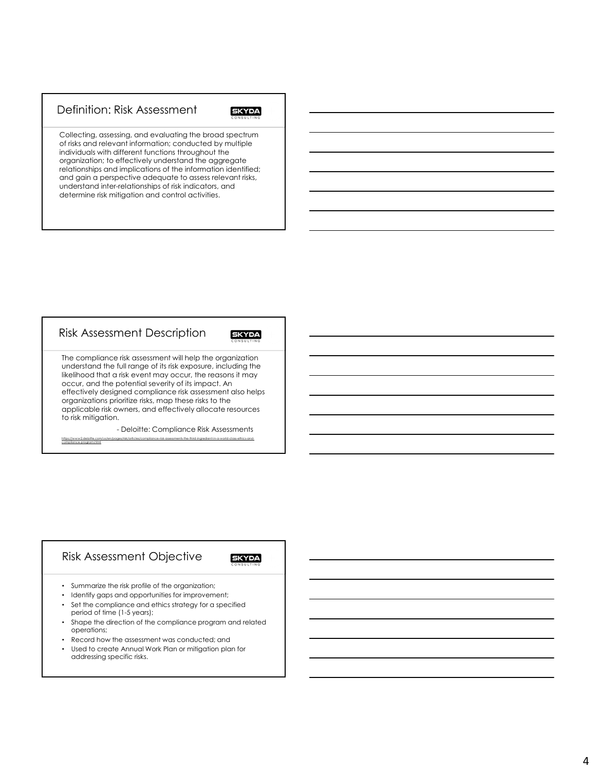## Definition: Risk Assessment

SKYDA CONSULTING

Collecting, assessing, and evaluating the broad spectrum of risks and relevant information; conducted by multiple individuals with different functions throughout the organization; to effectively understand the aggregate relationships and implications of the information identified; and gain a perspective adequate to assess relevant risks, understand inter-relationships of risk indicators, and determine risk mitigation and control activities.

## Risk Assessment Description

SKYDA CONSULTING

The compliance risk assessment will help the organization understand the full range of its risk exposure, including the likelihood that a risk event may occur, the reasons it may occur, and the potential severity of its impact. An effectively designed compliance risk assessment also helps organizations prioritize risks, map these risks to the applicable risk owners, and effectively allocate resources to risk mitigation.

- Deloitte: Compliance Risk Assessments

https://www2.deloitte.com/us/en/pages/risk/articles/compliance-risk-assessments-the-third-ingredient-in-a-world-class-ethics-and-compliance-program.html

## Risk Assessment Objective

SKYDA CONSULTING

- Summarize the risk profile of the organization;
- Identify gaps and opportunities for improvement;
- Set the compliance and ethics strategy for a specified period of time (1-5 years);
- Shape the direction of the compliance program and related operations;
- Record how the assessment was conducted; and
- Used to create Annual Work Plan or mitigation plan for addressing specific risks.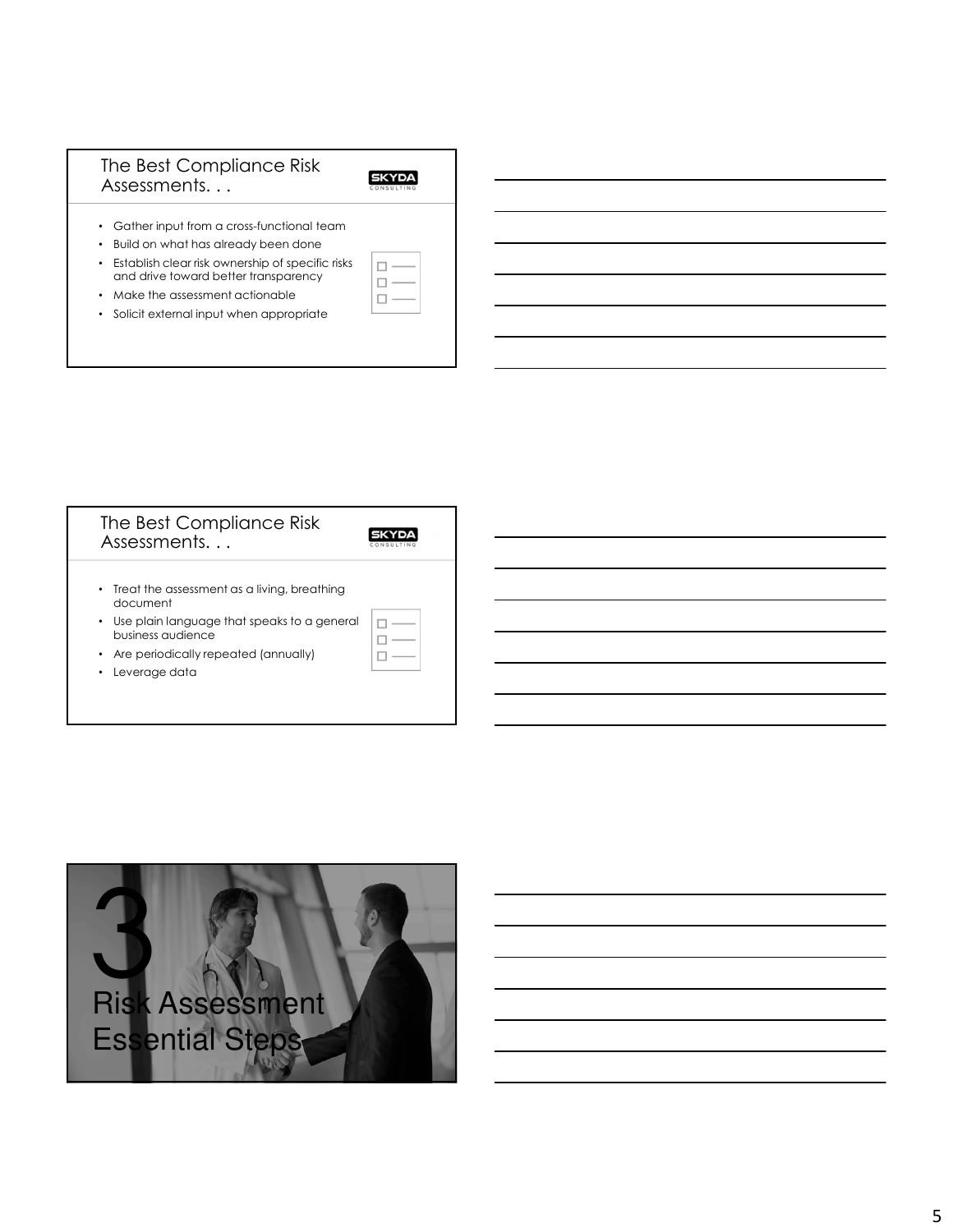## The Best Compliance Risk Assessments. . .

- Gather input from a cross-functional team
- Build on what has already been done
- Establish clear risk ownership of specific risks and drive toward better transparency
- Make the assessment actionable
- Solicit external input when appropriate

## The Best Compliance Risk Assessments. . .

- Treat the assessment as a living, breathing document
- Use plain language that speaks to a general business audience
- Are periodically repeated (annually)
- Leverage data

# 3 Risk Assessment Essential Steps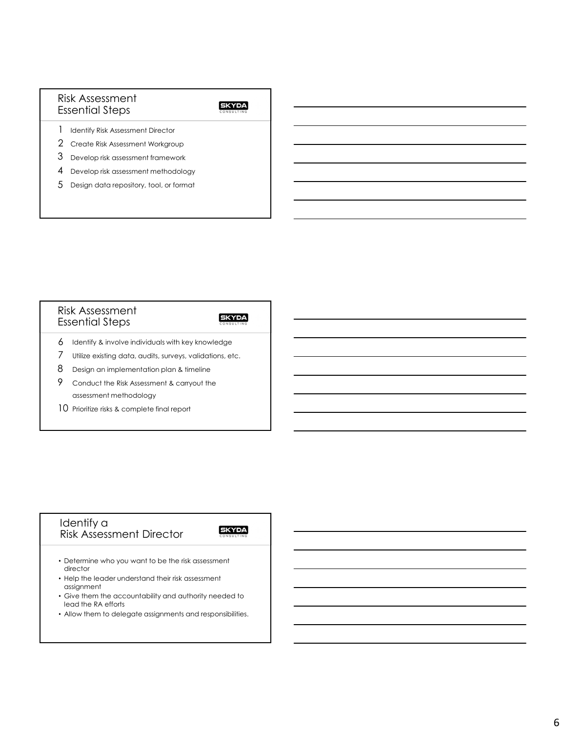## Risk Assessment Essential Steps

1. Identify Risk Assessment Director
2. Create Risk Assessment Workgroup
3. Develop risk assessment framework
4. Develop risk assessment methodology
5. Design data repository, tool, or format

## Risk Assessment Essential Steps

6. Identify & involve individuals with key knowledge
7. Utilize existing data, audits, surveys, validations, etc.
8. Design an implementation plan & timeline
9. Conduct the Risk Assessment & carryout the assessment methodology
10. Prioritize risks & complete final report

## Identify a Risk Assessment Director

- Determine who you want to be the risk assessment director
- Help the leader understand their risk assessment assignment
- Give them the accountability and authority needed to lead the RA efforts
- Allow them to delegate assignments and responsibilities.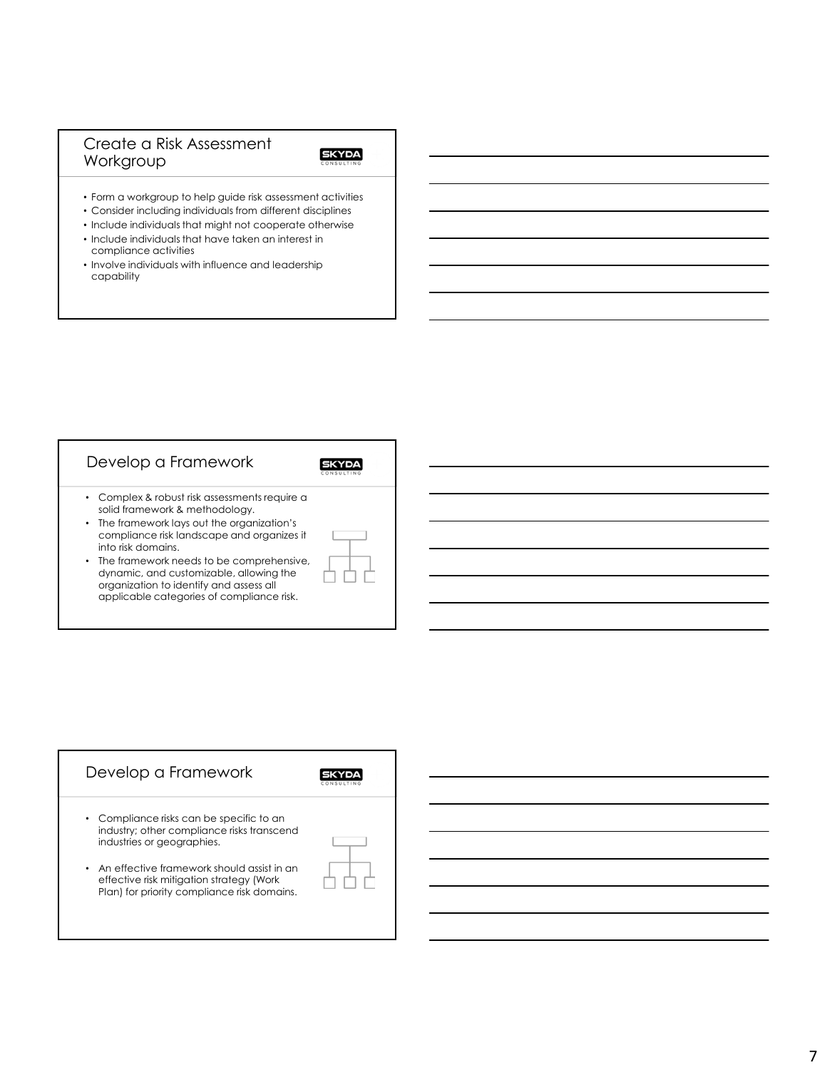## Create a Risk Assessment Workgroup

- Form a workgroup to help guide risk assessment activities
- Consider including individuals from different disciplines
- Include individuals that might not cooperate otherwise
- Include individuals that have taken an interest in compliance activities
- Involve individuals with influence and leadership capability

## Develop a Framework

- Complex & robust risk assessments require a solid framework & methodology.
- The framework lays out the organization's compliance risk landscape and organizes it into risk domains.
- The framework needs to be comprehensive, dynamic, and customizable, allowing the organization to identify and assess all applicable categories of compliance risk.

## Develop a Framework

- Compliance risks can be specific to an industry; other compliance risks transcend industries or geographies.
- An effective framework should assist in an effective risk mitigation strategy (Work Plan) for priority compliance risk domains.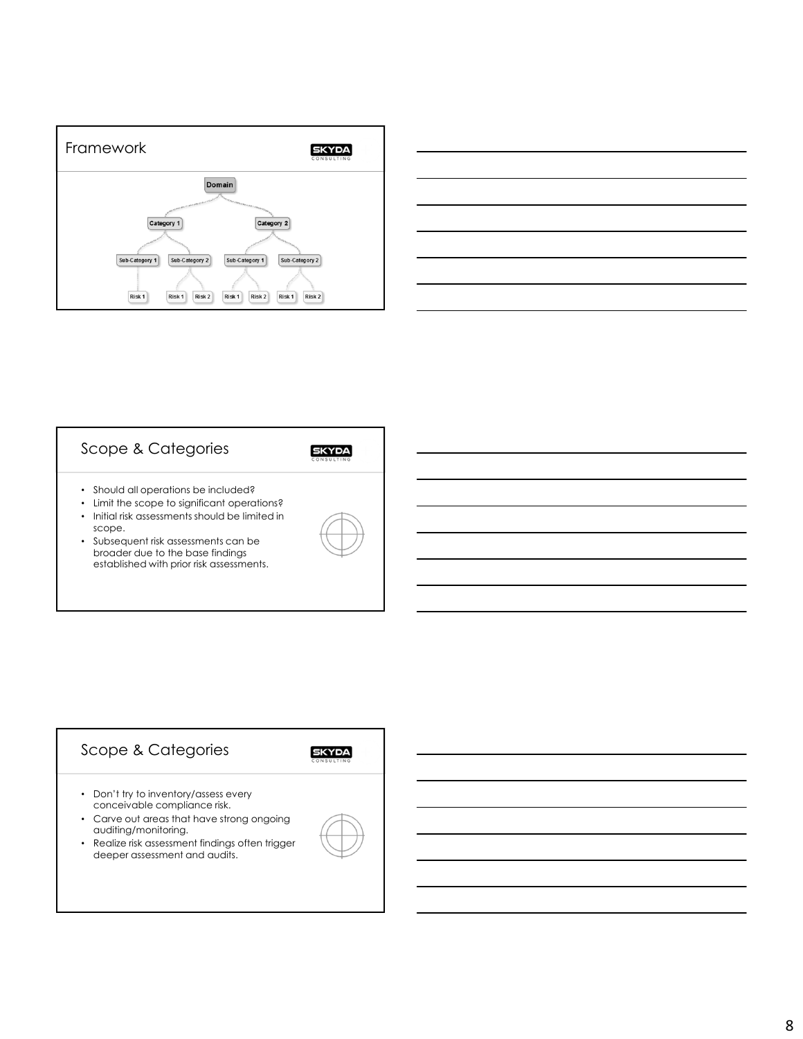## Framework

Domain

Category 1 | Category 2

Sub-Category 1 | Sub-Category 2 | Sub-Category 1 | Sub-Category 2

Risk 1 | Risk 1 | Risk 2 | Risk 1 | Risk 2 | Risk 1 | Risk 2

## Scope & Categories

- Should all operations be included?
- Limit the scope to significant operations?
- Initial risk assessments should be limited in scope.
- Subsequent risk assessments can be broader due to the base findings established with prior risk assessments.

## Scope & Categories

- Don't try to inventory/assess every conceivable compliance risk.
- Carve out areas that have strong ongoing auditing/monitoring.
- Realize risk assessment findings often trigger deeper assessment and audits.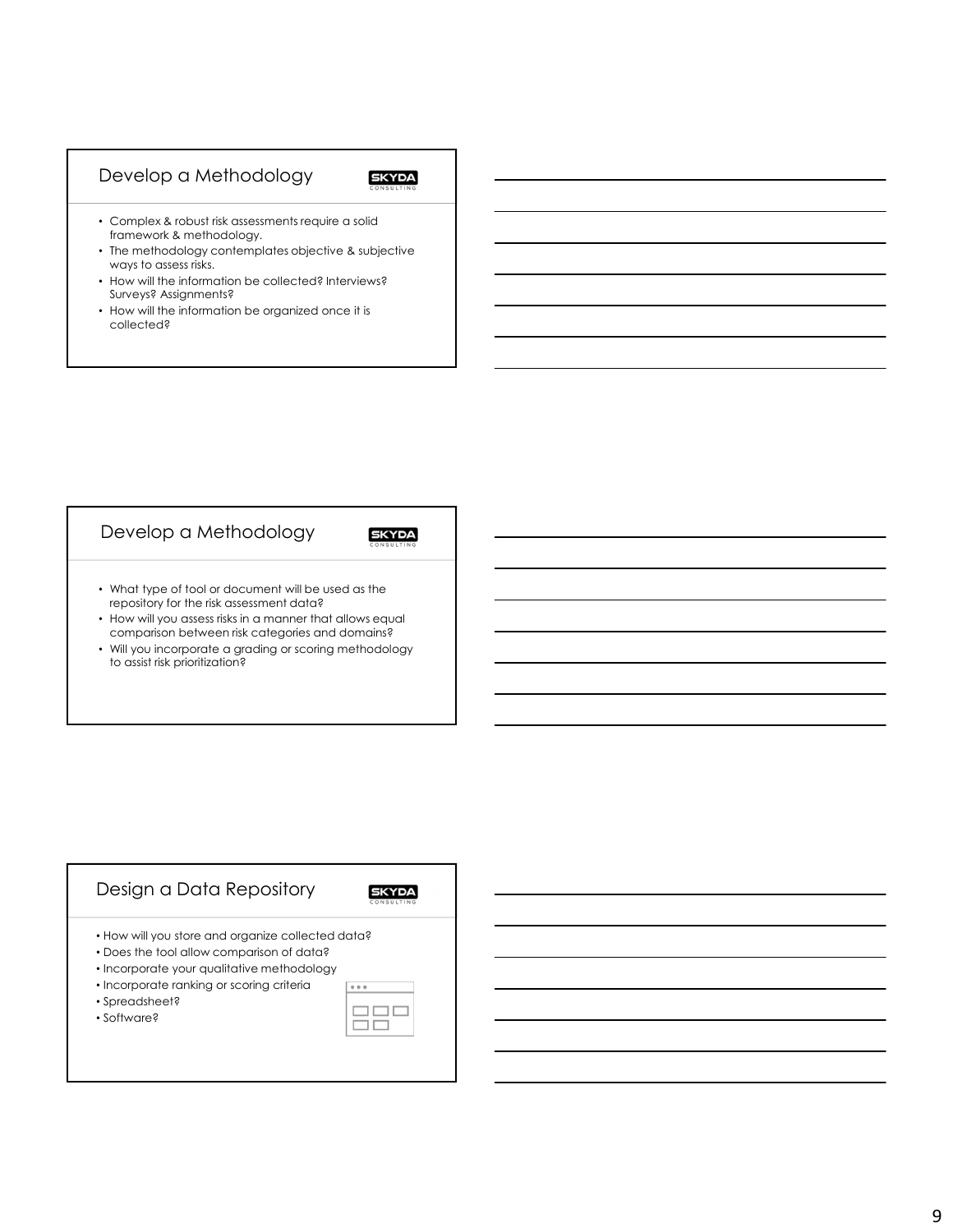## Develop a Methodology

- Complex & robust risk assessments require a solid framework & methodology.
- The methodology contemplates objective & subjective ways to assess risks.
- How will the information be collected? Interviews? Surveys? Assignments?
- How will the information be organized once it is collected?

## Develop a Methodology

- What type of tool or document will be used as the repository for the risk assessment data?
- How will you assess risks in a manner that allows equal comparison between risk categories and domains?
- Will you incorporate a grading or scoring methodology to assist risk prioritization?

## Design a Data Repository

- How will you store and organize collected data?
- Does the tool allow comparison of data?
- Incorporate your qualitative methodology
- Incorporate ranking or scoring criteria
- Spreadsheet?
- Software?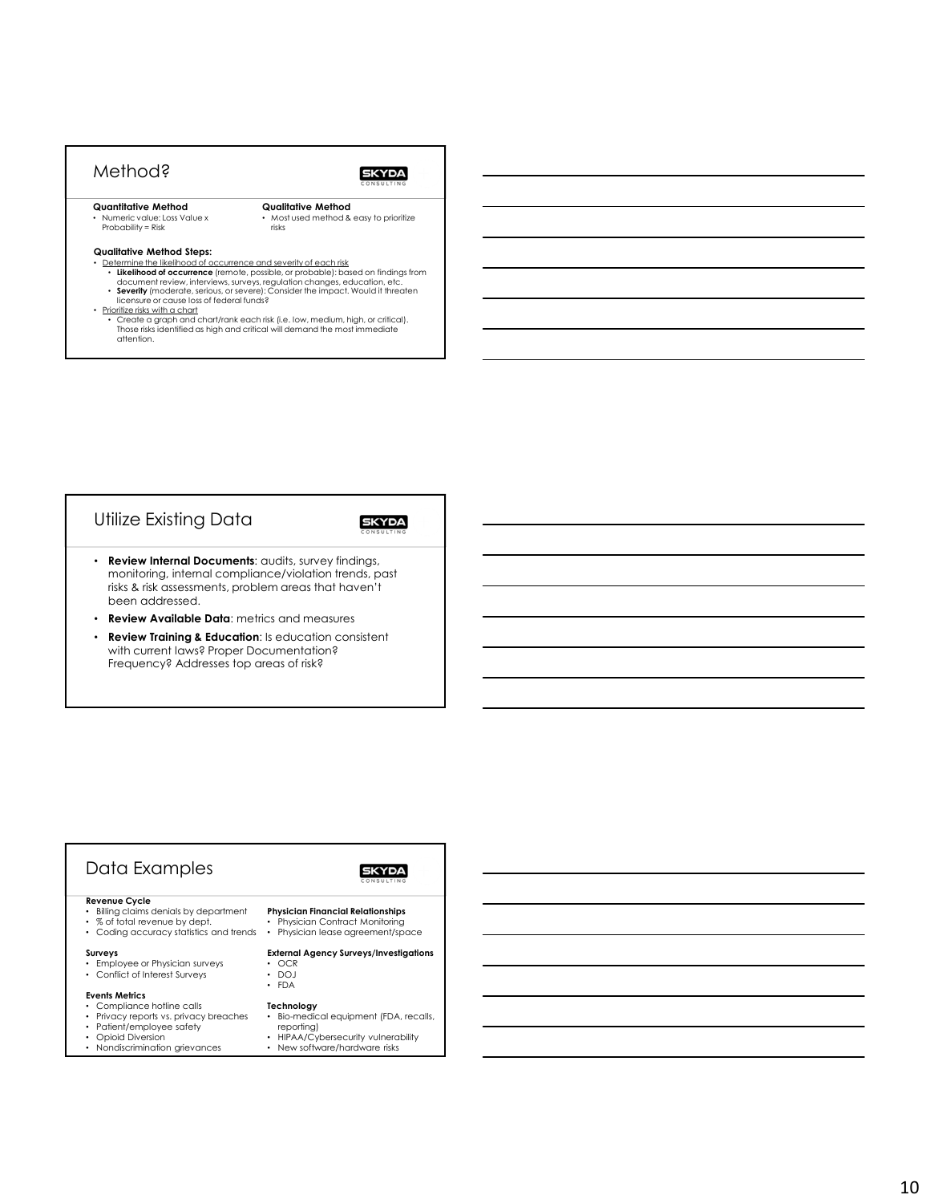## Method?

**Quantitative Method**
- Numeric value: Loss Value x Probability = Risk

**Qualitative Method**
- Most used method & easy to prioritize risks

**Qualitative Method Steps:**
- Determine the likelihood of occurrence and severity of each risk
  - **Likelihood of occurrence** (remote, possible, or probable): based on findings from document review, interviews, surveys, regulation changes, education, etc.
  - **Severity** (moderate, serious, or severe): Consider the impact. Would it threaten licensure or cause loss of federal funds?
- Prioritize risks with a chart
  - Create a graph and chart/rank each risk (i.e. low, medium, high, or critical). Those risks identified as high and critical will demand the most immediate attention.

## Utilize Existing Data

- **Review Internal Documents**: audits, survey findings, monitoring, internal compliance/violation trends, past risks & risk assessments, problem areas that haven't been addressed.
- **Review Available Data**: metrics and measures
- **Review Training & Education**: Is education consistent with current laws? Proper Documentation? Frequency? Addresses top areas of risk?

## Data Examples

**Revenue Cycle**
- Billing claims denials by department
- % of total revenue by dept.
- Coding accuracy statistics and trends

**Surveys**
- Employee or Physician surveys
- Conflict of Interest Surveys

**Events Metrics**
- Compliance hotline calls
- Privacy reports vs. privacy breaches
- Patient/employee safety
- Opioid Diversion
- Nondiscrimination grievances

**Physician Financial Relationships**
- Physician Contract Monitoring
- Physician lease agreement/space

**External Agency Surveys/Investigations**
- OCR
- DOJ
- FDA

**Technology**
- Bio-medical equipment (FDA, recalls, reporting)
- HIPAA/Cybersecurity vulnerability
- New software/hardware risks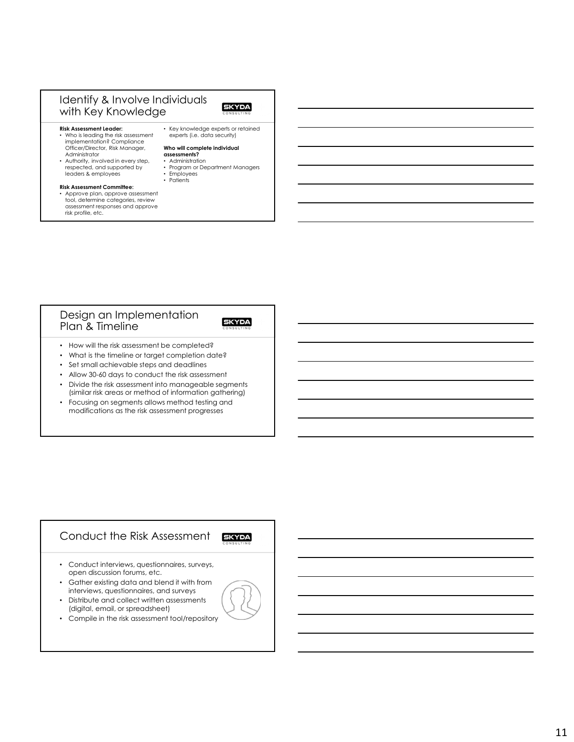## Identify & Involve Individuals with Key Knowledge

**Risk Assessment Leader:**
- Who is leading the risk assessment implementation? Compliance Officer/Director, Risk Manager, Administrator
- Authority, involved in every step, respected, and supported by leaders & employees

**Risk Assessment Committee:**
- Approve plan, approve assessment tool, determine categories, review assessment responses and approve risk profile, etc.
- Key knowledge experts or retained experts (i.e. data security)

**Who will complete individual assessments?**
- Administration
- Program or Department Managers
- Employees
- Patients

## Design an Implementation Plan & Timeline

- How will the risk assessment be completed?
- What is the timeline or target completion date?
- Set small achievable steps and deadlines
- Allow 30-60 days to conduct the risk assessment
- Divide the risk assessment into manageable segments (similar risk areas or method of information gathering)
- Focusing on segments allows method testing and modifications as the risk assessment progresses

## Conduct the Risk Assessment

- Conduct interviews, questionnaires, surveys, open discussion forums, etc.
- Gather existing data and blend it with from interviews, questionnaires, and surveys
- Distribute and collect written assessments (digital, email, or spreadsheet)
- Compile in the risk assessment tool/repository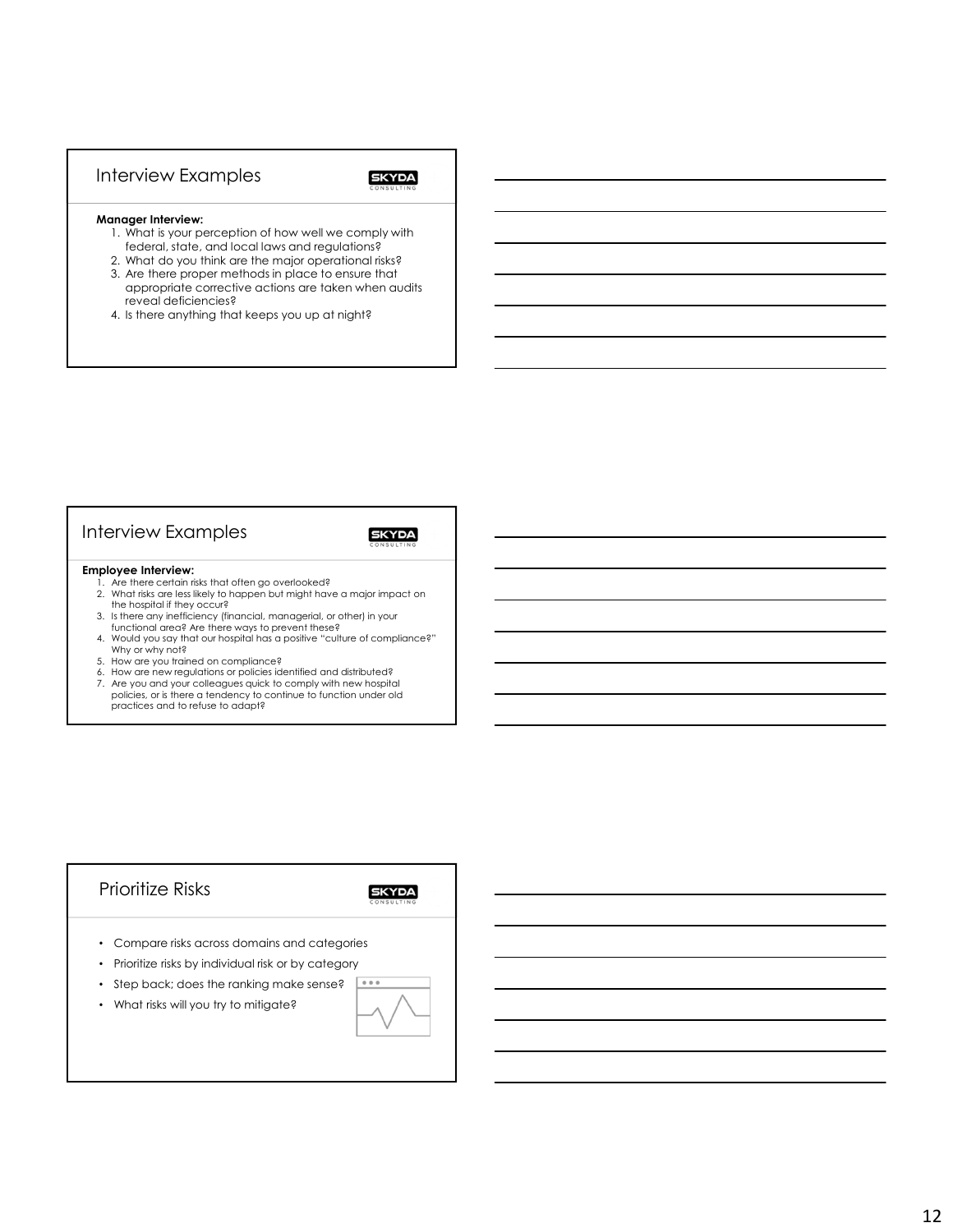## Interview Examples

**Manager Interview:**

1. What is your perception of how well we comply with federal, state, and local laws and regulations?
2. What do you think are the major operational risks?
3. Are there proper methods in place to ensure that appropriate corrective actions are taken when audits reveal deficiencies?
4. Is there anything that keeps you up at night?

## Interview Examples

**Employee Interview:**

1. Are there certain risks that often go overlooked?
2. What risks are less likely to happen but might have a major impact on the hospital if they occur?
3. Is there any inefficiency (financial, managerial, or other) in your functional area? Are there ways to prevent these?
4. Would you say that our hospital has a positive "culture of compliance?" Why or why not?
5. How are you trained on compliance?
6. How are new regulations or policies identified and distributed?
7. Are you and your colleagues quick to comply with new hospital policies, or is there a tendency to continue to function under old practices and to refuse to adapt?

## Prioritize Risks

- Compare risks across domains and categories
- Prioritize risks by individual risk or by category
- Step back; does the ranking make sense?
- What risks will you try to mitigate?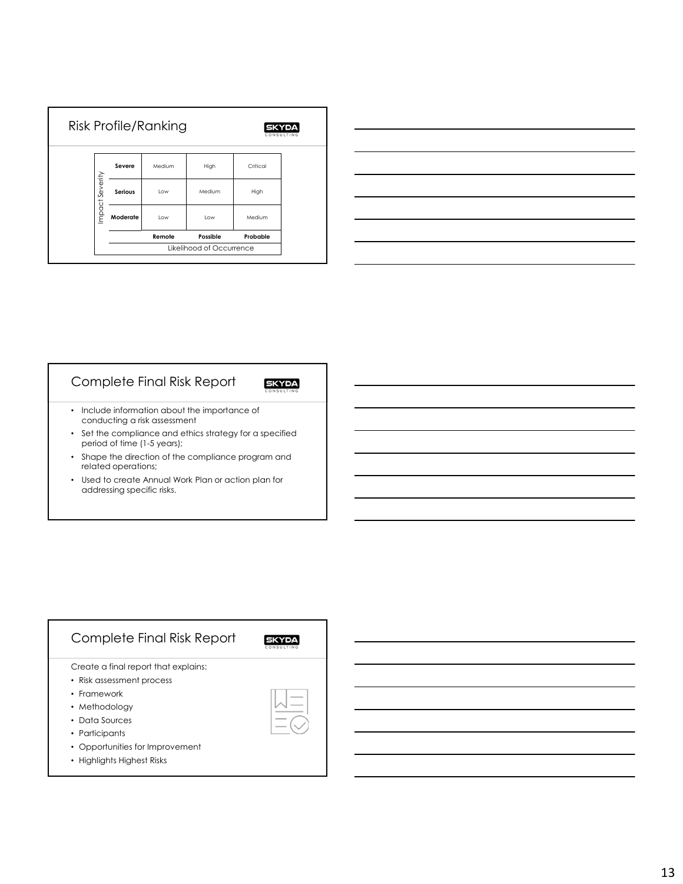## Risk Profile/Ranking

| Impact Severity | | | | |
|---|---|---|---|---|
| | **Severe** | Medium | High | Critical |
| | **Serious** | Low | Medium | High |
| | **Moderate** | Low | Low | Medium |
| | | **Remote** | **Possible** | **Probable** |
| | | Likelihood of Occurrence | | |

## Complete Final Risk Report

- Include information about the importance of conducting a risk assessment
- Set the compliance and ethics strategy for a specified period of time (1-5 years);
- Shape the direction of the compliance program and related operations;
- Used to create Annual Work Plan or action plan for addressing specific risks.

## Complete Final Risk Report

Create a final report that explains:

- Risk assessment process
- Framework
- Methodology
- Data Sources
- Participants
- Opportunities for Improvement
- Highlights Highest Risks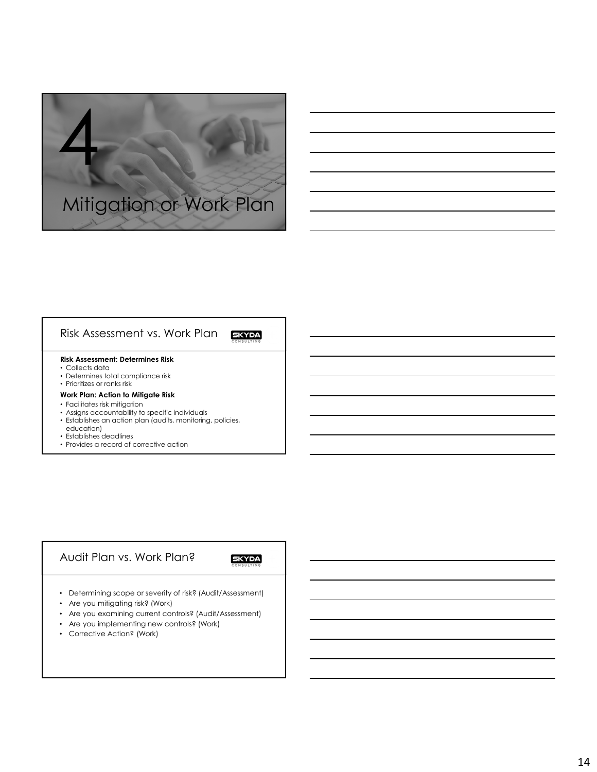# 4

# Mitigation or Work Plan

## Risk Assessment vs. Work Plan

**Risk Assessment: Determines Risk**

- Collects data
- Determines total compliance risk
- Prioritizes or ranks risk

**Work Plan: Action to Mitigate Risk**

- Facilitates risk mitigation
- Assigns accountability to specific individuals
- Establishes an action plan (audits, monitoring, policies, education)
- Establishes deadlines
- Provides a record of corrective action

## Audit Plan vs. Work Plan?

- Determining scope or severity of risk? (Audit/Assessment)
- Are you mitigating risk? (Work)
- Are you examining current controls? (Audit/Assessment)
- Are you implementing new controls? (Work)
- Corrective Action? (Work)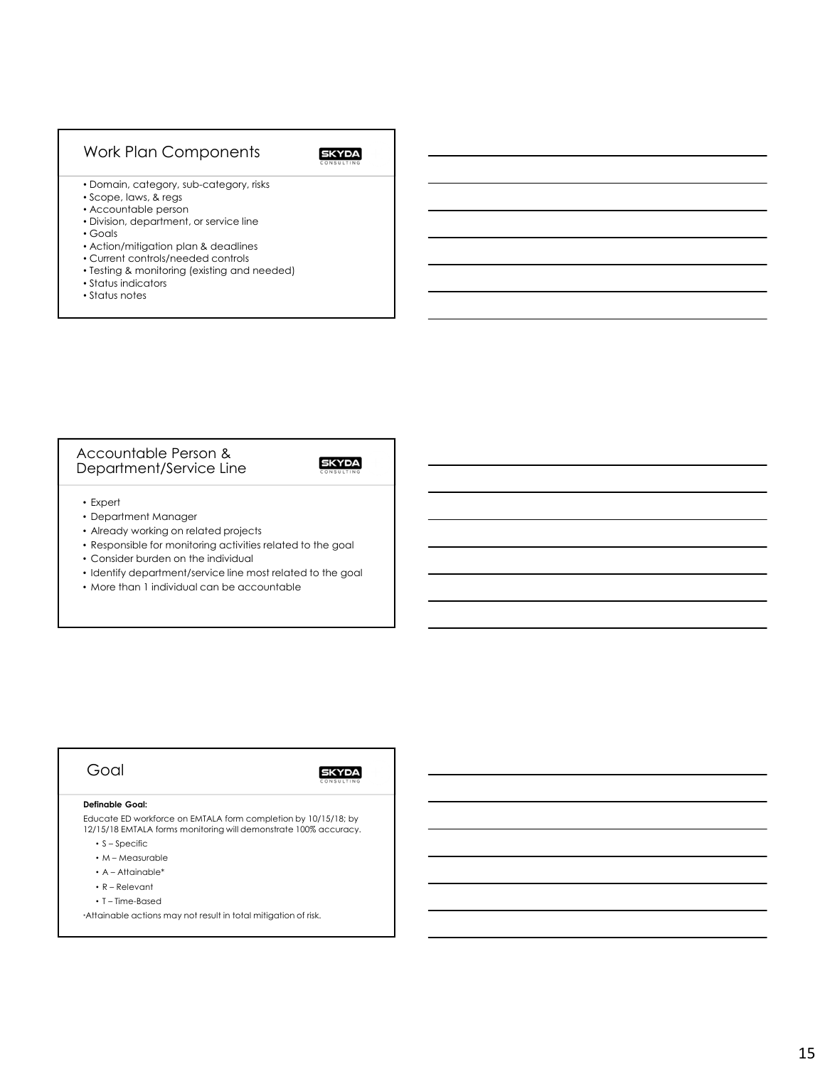## Work Plan Components

- Domain, category, sub-category, risks
- Scope, laws, & regs
- Accountable person
- Division, department, or service line
- Goals
- Action/mitigation plan & deadlines
- Current controls/needed controls
- Testing & monitoring (existing and needed)
- Status indicators
- Status notes

## Accountable Person & Department/Service Line

- Expert
- Department Manager
- Already working on related projects
- Responsible for monitoring activities related to the goal
- Consider burden on the individual
- Identify department/service line most related to the goal
- More than 1 individual can be accountable

## Goal

**Definable Goal:**

Educate ED workforce on EMTALA form completion by 10/15/18; by 12/15/18 EMTALA forms monitoring will demonstrate 100% accuracy.

- S – Specific
- M – Measurable
- A – Attainable*
- R – Relevant
- T – Time-Based

*Attainable actions may not result in total mitigation of risk.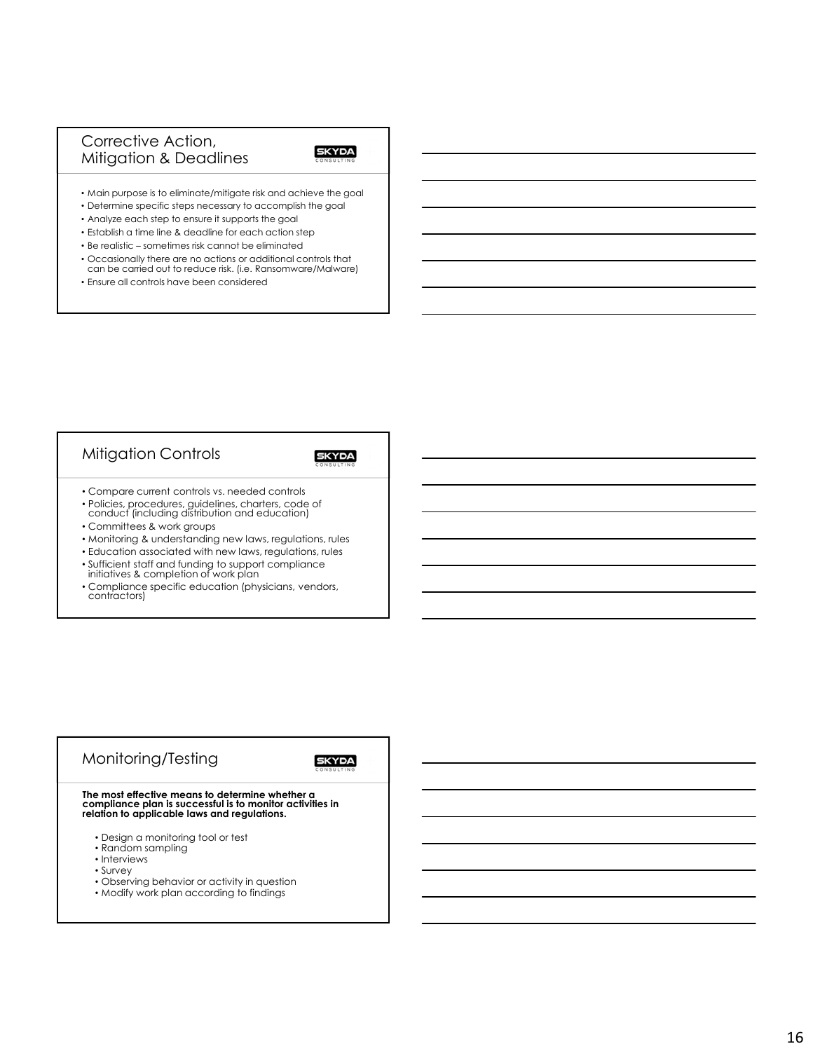## Corrective Action, Mitigation & Deadlines

- Main purpose is to eliminate/mitigate risk and achieve the goal
- Determine specific steps necessary to accomplish the goal
- Analyze each step to ensure it supports the goal
- Establish a time line & deadline for each action step
- Be realistic – sometimes risk cannot be eliminated
- Occasionally there are no actions or additional controls that can be carried out to reduce risk. (i.e. Ransomware/Malware)
- Ensure all controls have been considered

## Mitigation Controls

- Compare current controls vs. needed controls
- Policies, procedures, guidelines, charters, code of conduct (including distribution and education)
- Committees & work groups
- Monitoring & understanding new laws, regulations, rules
- Education associated with new laws, regulations, rules
- Sufficient staff and funding to support compliance initiatives & completion of work plan
- Compliance specific education (physicians, vendors, contractors)

## Monitoring/Testing

**The most effective means to determine whether a compliance plan is successful is to monitor activities in relation to applicable laws and regulations.**

- Design a monitoring tool or test
- Random sampling
- Interviews
- Survey
- Observing behavior or activity in question
- Modify work plan according to findings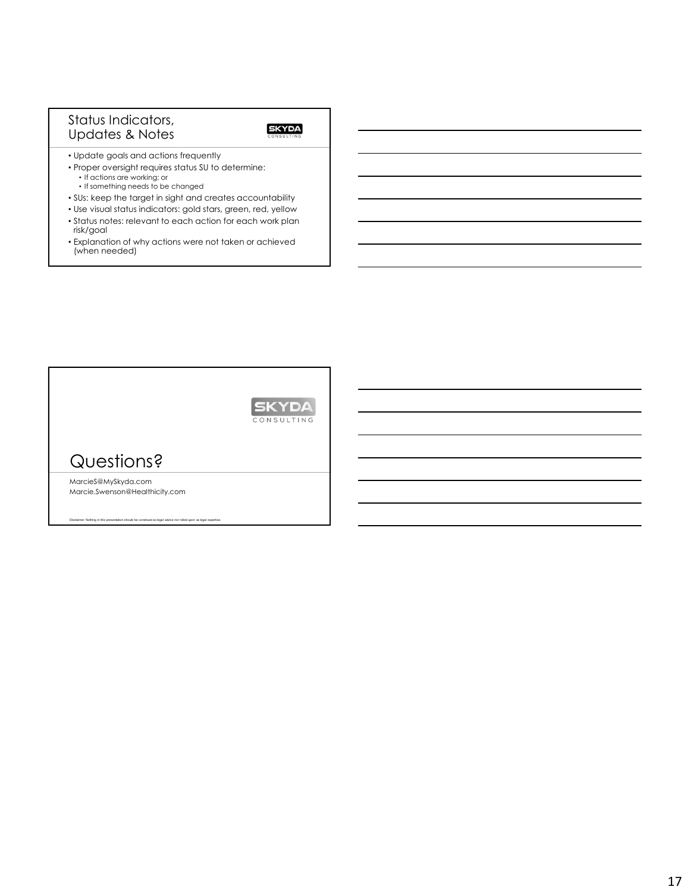## Status Indicators, Updates & Notes

SKYDA CONSULTING

- Update goals and actions frequently
- Proper oversight requires status SU to determine:
  - If actions are working; or
  - If something needs to be changed
- SUs: keep the target in sight and creates accountability
- Use visual status indicators: gold stars, green, red, yellow
- Status notes: relevant to each action for each work plan risk/goal
- Explanation of why actions were not taken or achieved (when needed)

---

SKYDA CONSULTING

## Questions?

MarcieS@MySkyda.com
Marcie.Swenson@Healthicity.com

Disclaimer: Nothing in this presentation should be construed as legal advice nor relied upon as legal expertise.